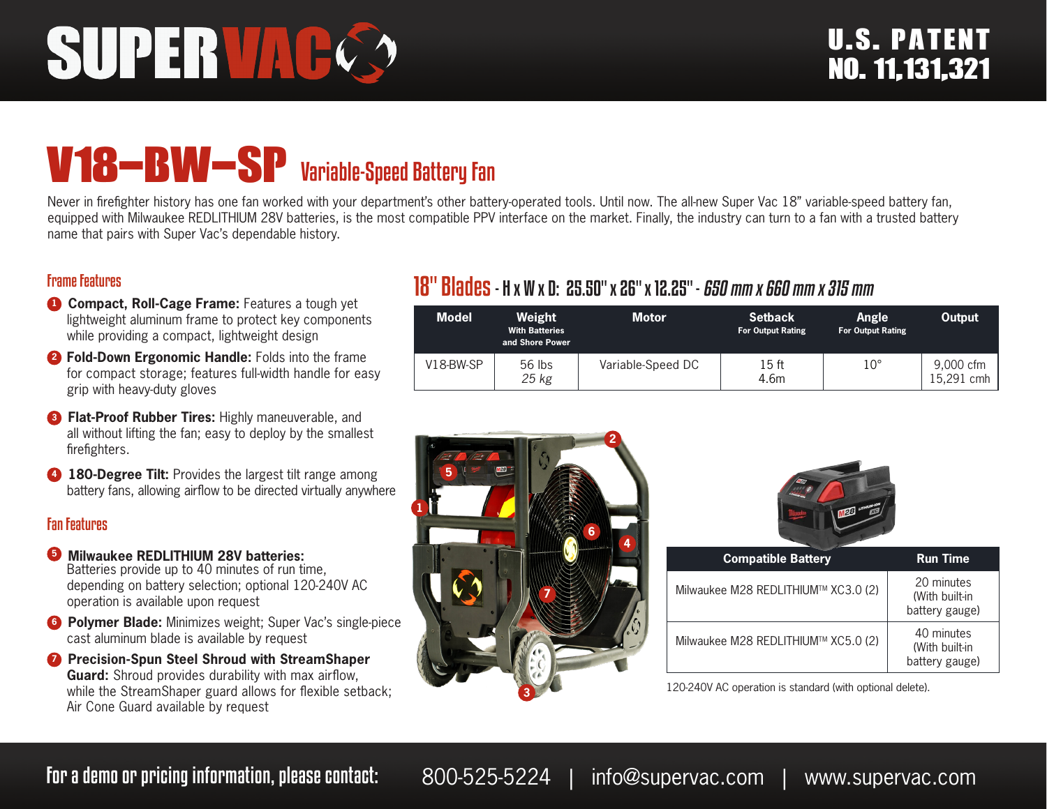# SUPERVAC

U.S. PATENT NO. 11,131,321

# V18–BW–SP Variable-Speed Battery Fan

Never in firefighter history has one fan worked with your department's other battery-operated tools. Until now. The all-new Super Vac 18" variable-speed battery fan, equipped with Milwaukee REDLITHIUM 28V batteries, is the most compatible PPV interface on the market. Finally, the industry can turn to a fan with a trusted battery name that pairs with Super Vac's dependable history.

## Frame Features

1. **Compact, Roll-Cage Frame:** Features a tough yet lightweight aluminum frame to protect key components while providing a compact, lightweight design
2. **Fold-Down Ergonomic Handle:** Folds into the frame for compact storage; features full-width handle for easy grip with heavy-duty gloves
3. **Flat-Proof Rubber Tires:** Highly maneuverable, and all without lifting the fan; easy to deploy by the smallest firefighters.
4. **180-Degree Tilt:** Provides the largest tilt range among battery fans, allowing airflow to be directed virtually anywhere

## Fan Features

5. **Milwaukee REDLITHIUM 28V batteries:** Batteries provide up to 40 minutes of run time, depending on battery selection; optional 120-240V AC operation is available upon request
6. **Polymer Blade:** Minimizes weight; Super Vac's single-piece cast aluminum blade is available by request
7. **Precision-Spun Steel Shroud with StreamShaper Guard:** Shroud provides durability with max airflow, while the StreamShaper guard allows for flexible setback; Air Cone Guard available by request

## 18" Blades - H x W x D: 25.50" x 26" x 12.25" - *650 mm x 660 mm x 315 mm*

| Model | Weight With Batteries and Shore Power | Motor | Setback For Output Rating | Angle For Output Rating | Output |
|---|---|---|---|---|---|
| V18-BW-SP | 56 lbs *25 kg* | Variable-Speed DC | 15 ft 4.6m | 10° | 9,000 cfm 15,291 cmh |

| Compatible Battery | Run Time |
|---|---|
| Milwaukee M28 REDLITHIUM™ XC3.0 (2) | 20 minutes (With built-in battery gauge) |
| Milwaukee M28 REDLITHIUM™ XC5.0 (2) | 40 minutes (With built-in battery gauge) |

120-240V AC operation is standard (with optional delete).

For a demo or pricing information, please contact: 800-525-5224 | info@supervac.com | www.supervac.com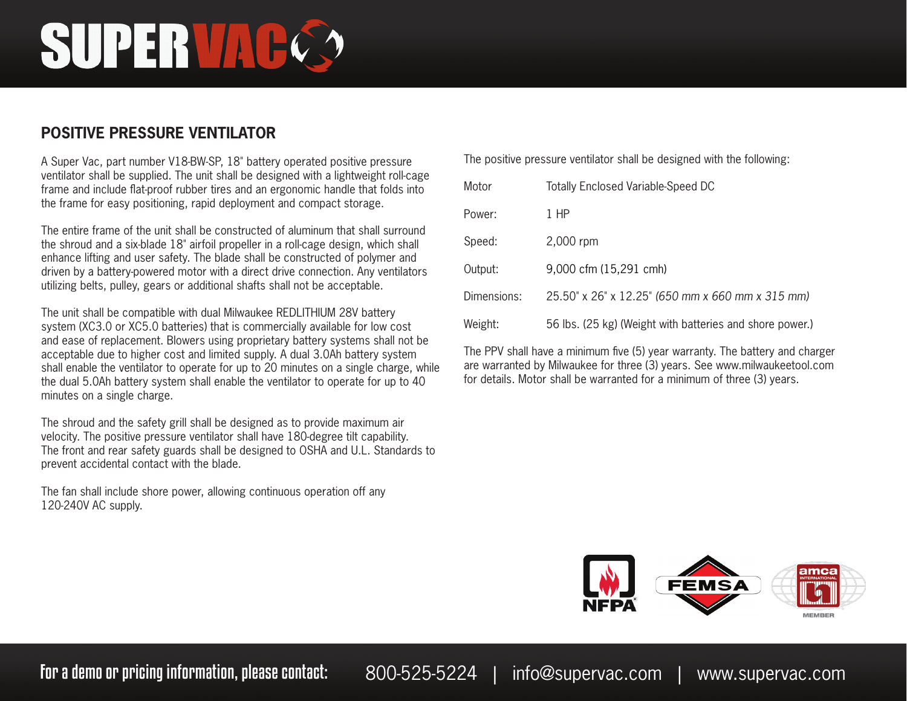## POSITIVE PRESSURE VENTILATOR

A Super Vac, part number V18-BW-SP, 18" battery operated positive pressure ventilator shall be supplied. The unit shall be designed with a lightweight roll-cage frame and include flat-proof rubber tires and an ergonomic handle that folds into the frame for easy positioning, rapid deployment and compact storage.

The entire frame of the unit shall be constructed of aluminum that shall surround the shroud and a six-blade 18" airfoil propeller in a roll-cage design, which shall enhance lifting and user safety. The blade shall be constructed of polymer and driven by a battery-powered motor with a direct drive connection. Any ventilators utilizing belts, pulley, gears or additional shafts shall not be acceptable.

The unit shall be compatible with dual Milwaukee REDLITHIUM 28V battery system (XC3.0 or XC5.0 batteries) that is commercially available for low cost and ease of replacement. Blowers using proprietary battery systems shall not be acceptable due to higher cost and limited supply. A dual 3.0Ah battery system shall enable the ventilator to operate for up to 20 minutes on a single charge, while the dual 5.0Ah battery system shall enable the ventilator to operate for up to 40 minutes on a single charge.

The shroud and the safety grill shall be designed as to provide maximum air velocity. The positive pressure ventilator shall have 180-degree tilt capability. The front and rear safety guards shall be designed to OSHA and U.L. Standards to prevent accidental contact with the blade.

The fan shall include shore power, allowing continuous operation off any 120-240V AC supply.

The positive pressure ventilator shall be designed with the following:

| | |
|---|---|
| Motor | Totally Enclosed Variable-Speed DC |
| Power: | 1 HP |
| Speed: | 2,000 rpm |
| Output: | 9,000 cfm (15,291 cmh) |
| Dimensions: | 25.50" x 26" x 12.25" *(650 mm x 660 mm x 315 mm)* |
| Weight: | 56 lbs. (25 kg) (Weight with batteries and shore power.) |

The PPV shall have a minimum five (5) year warranty. The battery and charger are warranted by Milwaukee for three (3) years. See www.milwaukeetool.com for details. Motor shall be warranted for a minimum of three (3) years.

For a demo or pricing information, please contact: 800-525-5224 | info@supervac.com | www.supervac.com